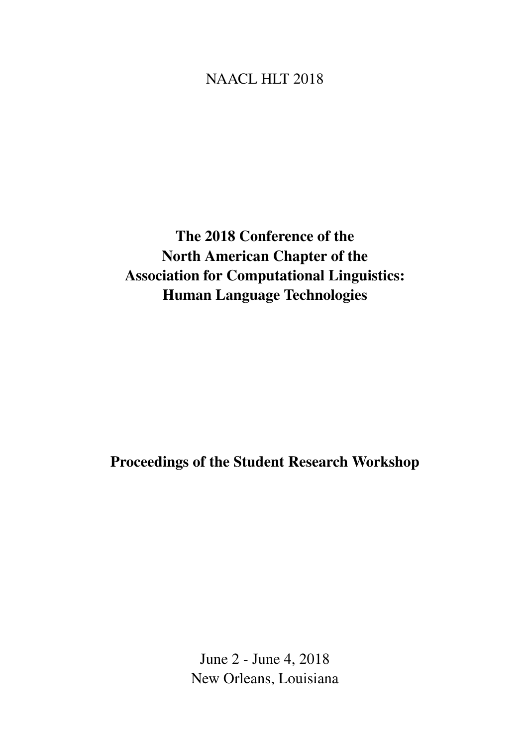NAACL HLT 2018

# The 2018 Conference of the North American Chapter of the Association for Computational Linguistics: Human Language Technologies

## Proceedings of the Student Research Workshop

June 2 - June 4, 2018
New Orleans, Louisiana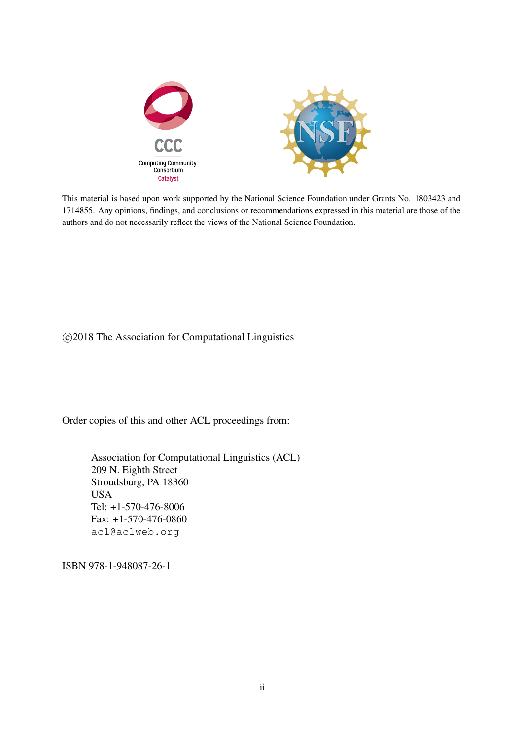This material is based upon work supported by the National Science Foundation under Grants No. 1803423 and 1714855. Any opinions, findings, and conclusions or recommendations expressed in this material are those of the authors and do not necessarily reflect the views of the National Science Foundation.

©2018 The Association for Computational Linguistics

Order copies of this and other ACL proceedings from:

Association for Computational Linguistics (ACL)
209 N. Eighth Street
Stroudsburg, PA 18360
USA
Tel: +1-570-476-8006
Fax: +1-570-476-0860
acl@aclweb.org

ISBN 978-1-948087-26-1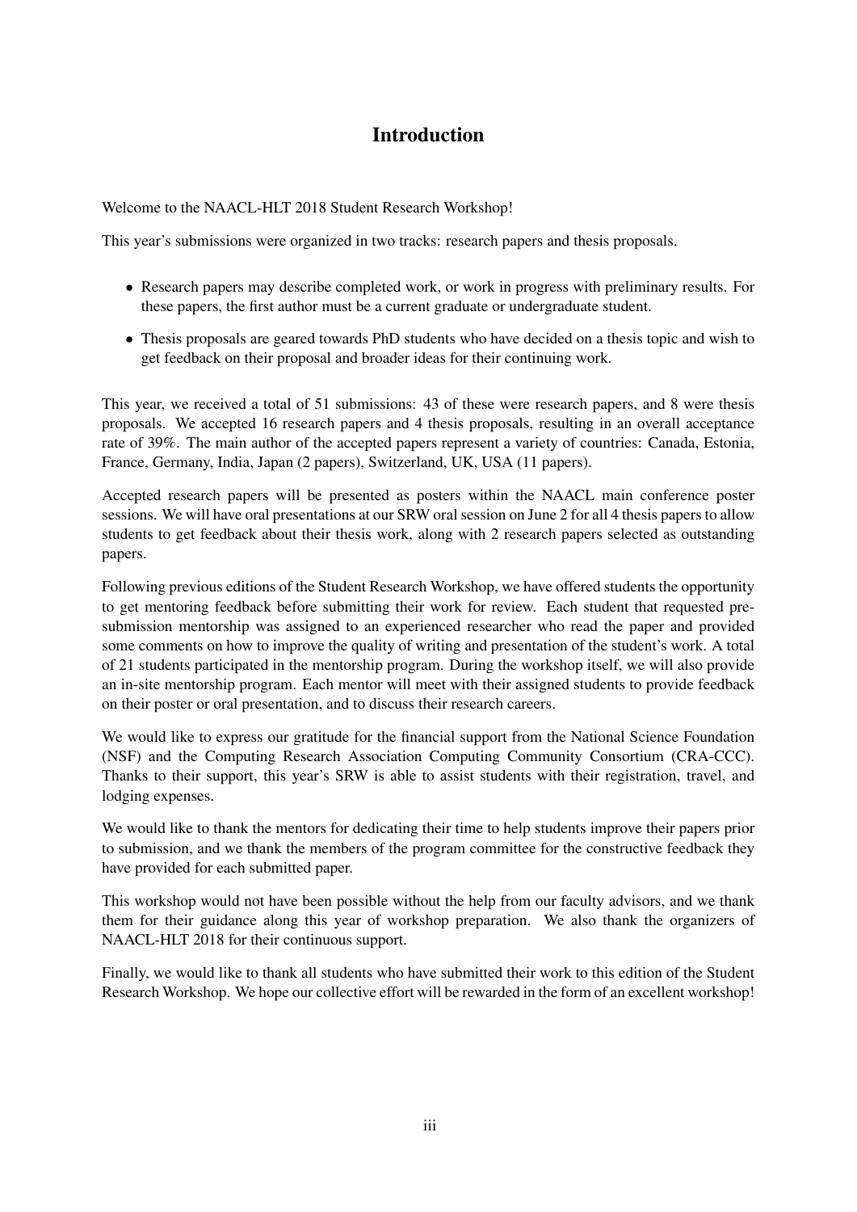# Introduction

Welcome to the NAACL-HLT 2018 Student Research Workshop!

This year's submissions were organized in two tracks: research papers and thesis proposals.

- Research papers may describe completed work, or work in progress with preliminary results. For these papers, the first author must be a current graduate or undergraduate student.
- Thesis proposals are geared towards PhD students who have decided on a thesis topic and wish to get feedback on their proposal and broader ideas for their continuing work.

This year, we received a total of 51 submissions: 43 of these were research papers, and 8 were thesis proposals. We accepted 16 research papers and 4 thesis proposals, resulting in an overall acceptance rate of 39%. The main author of the accepted papers represent a variety of countries: Canada, Estonia, France, Germany, India, Japan (2 papers), Switzerland, UK, USA (11 papers).

Accepted research papers will be presented as posters within the NAACL main conference poster sessions. We will have oral presentations at our SRW oral session on June 2 for all 4 thesis papers to allow students to get feedback about their thesis work, along with 2 research papers selected as outstanding papers.

Following previous editions of the Student Research Workshop, we have offered students the opportunity to get mentoring feedback before submitting their work for review. Each student that requested pre-submission mentorship was assigned to an experienced researcher who read the paper and provided some comments on how to improve the quality of writing and presentation of the student's work. A total of 21 students participated in the mentorship program. During the workshop itself, we will also provide an in-site mentorship program. Each mentor will meet with their assigned students to provide feedback on their poster or oral presentation, and to discuss their research careers.

We would like to express our gratitude for the financial support from the National Science Foundation (NSF) and the Computing Research Association Computing Community Consortium (CRA-CCC). Thanks to their support, this year's SRW is able to assist students with their registration, travel, and lodging expenses.

We would like to thank the mentors for dedicating their time to help students improve their papers prior to submission, and we thank the members of the program committee for the constructive feedback they have provided for each submitted paper.

This workshop would not have been possible without the help from our faculty advisors, and we thank them for their guidance along this year of workshop preparation. We also thank the organizers of NAACL-HLT 2018 for their continuous support.

Finally, we would like to thank all students who have submitted their work to this edition of the Student Research Workshop. We hope our collective effort will be rewarded in the form of an excellent workshop!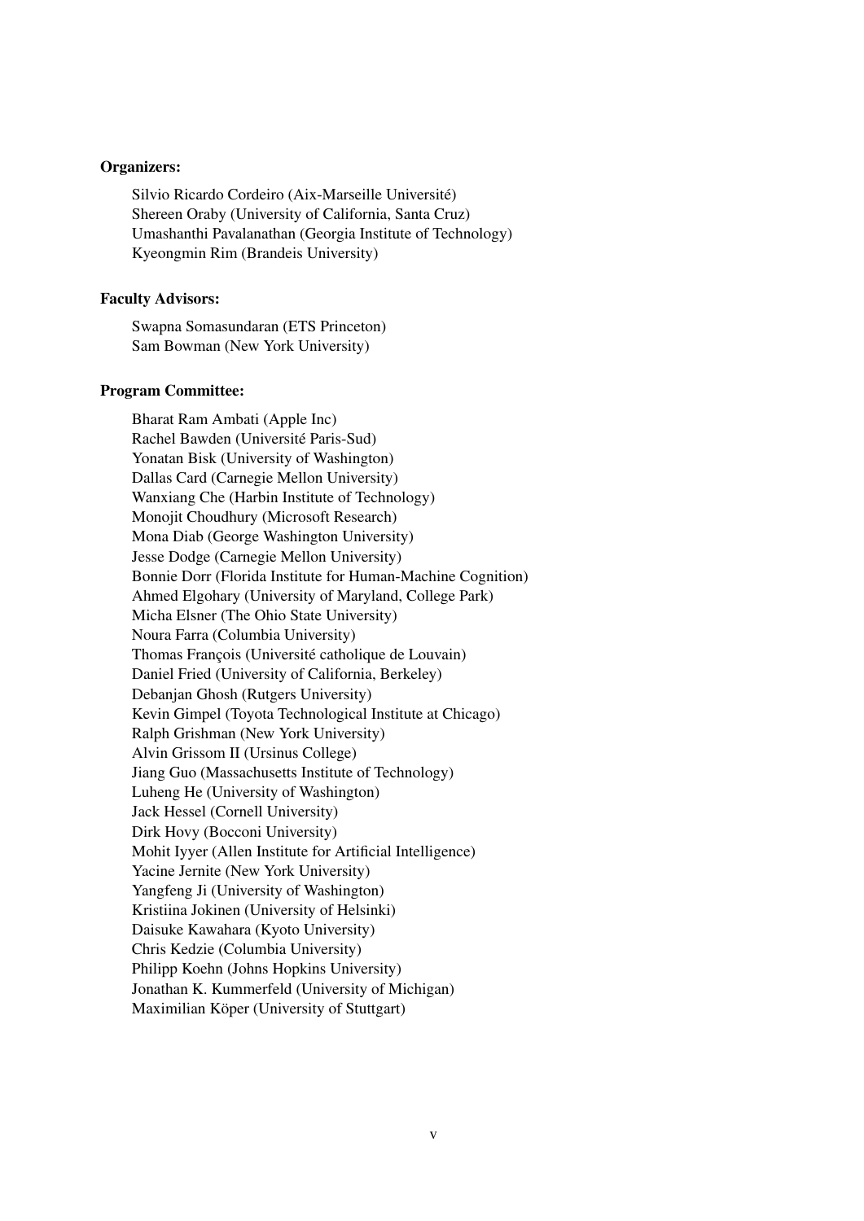**Organizers:**

Silvio Ricardo Cordeiro (Aix-Marseille Université)
Shereen Oraby (University of California, Santa Cruz)
Umashanthi Pavalanathan (Georgia Institute of Technology)
Kyeongmin Rim (Brandeis University)

**Faculty Advisors:**

Swapna Somasundaran (ETS Princeton)
Sam Bowman (New York University)

**Program Committee:**

Bharat Ram Ambati (Apple Inc)
Rachel Bawden (Université Paris-Sud)
Yonatan Bisk (University of Washington)
Dallas Card (Carnegie Mellon University)
Wanxiang Che (Harbin Institute of Technology)
Monojit Choudhury (Microsoft Research)
Mona Diab (George Washington University)
Jesse Dodge (Carnegie Mellon University)
Bonnie Dorr (Florida Institute for Human-Machine Cognition)
Ahmed Elgohary (University of Maryland, College Park)
Micha Elsner (The Ohio State University)
Noura Farra (Columbia University)
Thomas François (Université catholique de Louvain)
Daniel Fried (University of California, Berkeley)
Debanjan Ghosh (Rutgers University)
Kevin Gimpel (Toyota Technological Institute at Chicago)
Ralph Grishman (New York University)
Alvin Grissom II (Ursinus College)
Jiang Guo (Massachusetts Institute of Technology)
Luheng He (University of Washington)
Jack Hessel (Cornell University)
Dirk Hovy (Bocconi University)
Mohit Iyyer (Allen Institute for Artificial Intelligence)
Yacine Jernite (New York University)
Yangfeng Ji (University of Washington)
Kristiina Jokinen (University of Helsinki)
Daisuke Kawahara (Kyoto University)
Chris Kedzie (Columbia University)
Philipp Koehn (Johns Hopkins University)
Jonathan K. Kummerfeld (University of Michigan)
Maximilian Köper (University of Stuttgart)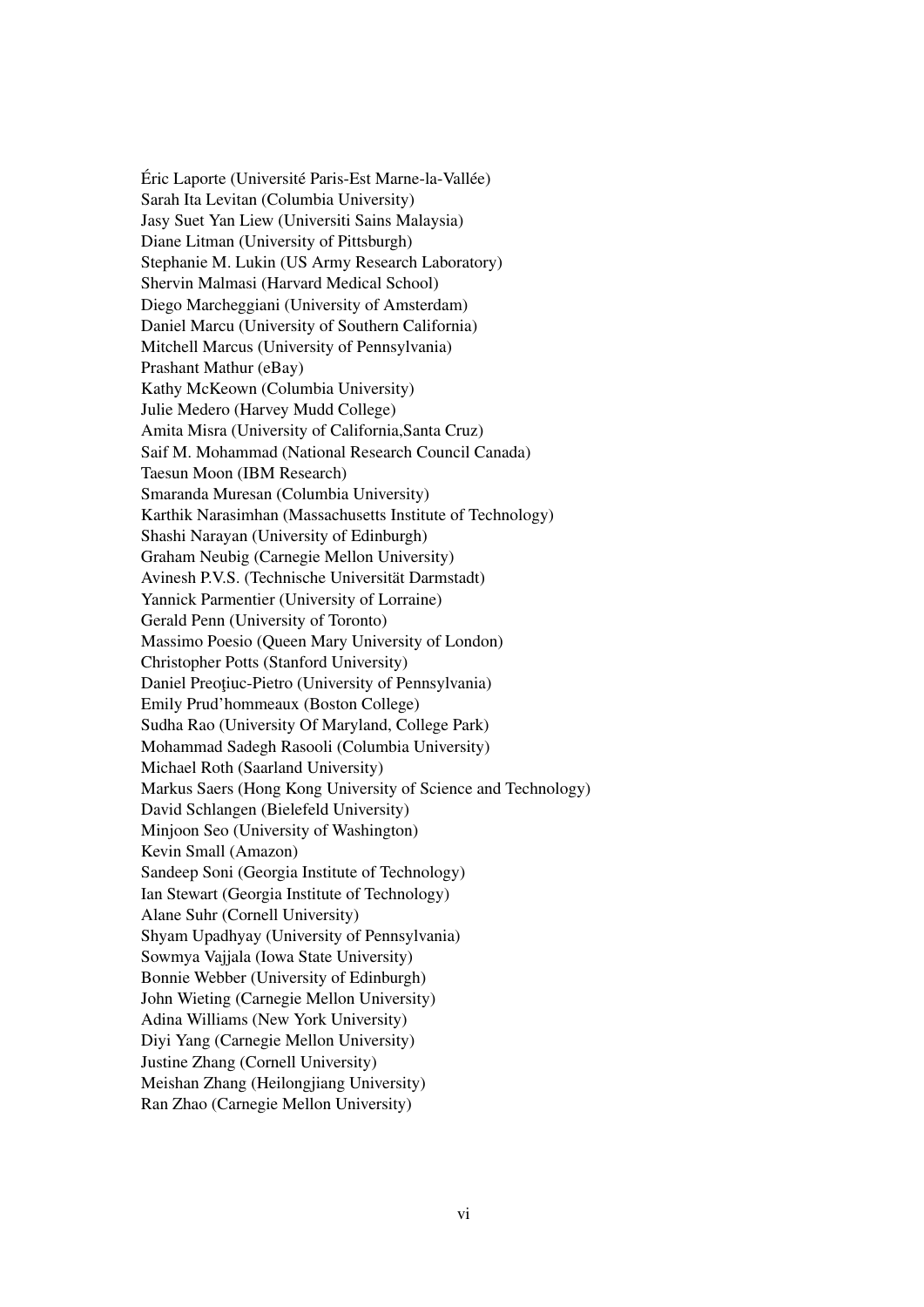Éric Laporte (Université Paris-Est Marne-la-Vallée)
Sarah Ita Levitan (Columbia University)
Jasy Suet Yan Liew (Universiti Sains Malaysia)
Diane Litman (University of Pittsburgh)
Stephanie M. Lukin (US Army Research Laboratory)
Shervin Malmasi (Harvard Medical School)
Diego Marcheggiani (University of Amsterdam)
Daniel Marcu (University of Southern California)
Mitchell Marcus (University of Pennsylvania)
Prashant Mathur (eBay)
Kathy McKeown (Columbia University)
Julie Medero (Harvey Mudd College)
Amita Misra (University of California,Santa Cruz)
Saif M. Mohammad (National Research Council Canada)
Taesun Moon (IBM Research)
Smaranda Muresan (Columbia University)
Karthik Narasimhan (Massachusetts Institute of Technology)
Shashi Narayan (University of Edinburgh)
Graham Neubig (Carnegie Mellon University)
Avinesh P.V.S. (Technische Universität Darmstadt)
Yannick Parmentier (University of Lorraine)
Gerald Penn (University of Toronto)
Massimo Poesio (Queen Mary University of London)
Christopher Potts (Stanford University)
Daniel Preoţiuc-Pietro (University of Pennsylvania)
Emily Prud'hommeaux (Boston College)
Sudha Rao (University Of Maryland, College Park)
Mohammad Sadegh Rasooli (Columbia University)
Michael Roth (Saarland University)
Markus Saers (Hong Kong University of Science and Technology)
David Schlangen (Bielefeld University)
Minjoon Seo (University of Washington)
Kevin Small (Amazon)
Sandeep Soni (Georgia Institute of Technology)
Ian Stewart (Georgia Institute of Technology)
Alane Suhr (Cornell University)
Shyam Upadhyay (University of Pennsylvania)
Sowmya Vajjala (Iowa State University)
Bonnie Webber (University of Edinburgh)
John Wieting (Carnegie Mellon University)
Adina Williams (New York University)
Diyi Yang (Carnegie Mellon University)
Justine Zhang (Cornell University)
Meishan Zhang (Heilongjiang University)
Ran Zhao (Carnegie Mellon University)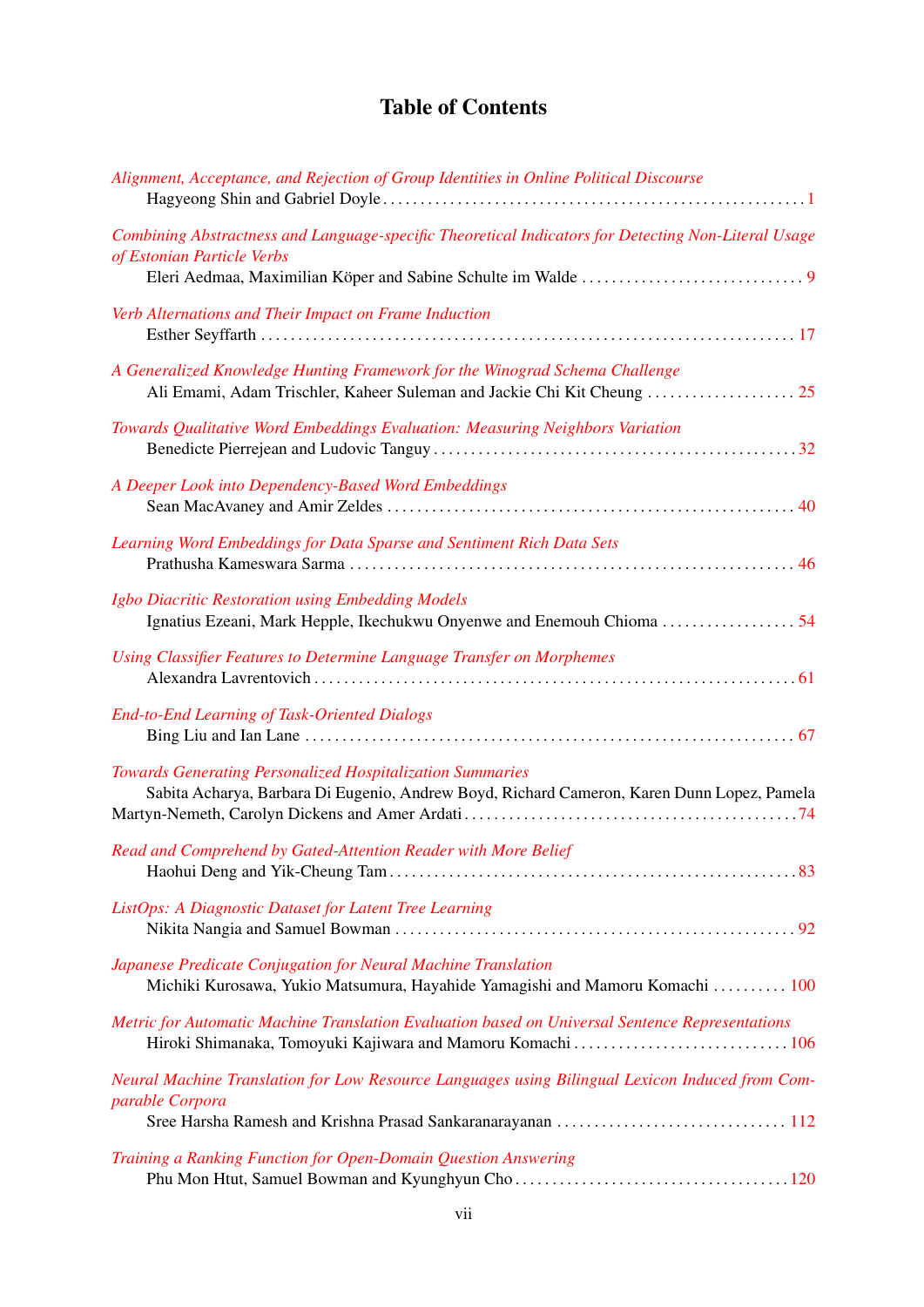# Table of Contents

*Alignment, Acceptance, and Rejection of Group Identities in Online Political Discourse*
Hagyeong Shin and Gabriel Doyle . . . . . . . . . . . . . . . . . . . . . . . . . . . . . . . . . . . . . . . . . . . . . . . . . . . . . . . . 1

*Combining Abstractness and Language-specific Theoretical Indicators for Detecting Non-Literal Usage of Estonian Particle Verbs*
Eleri Aedmaa, Maximilian Köper and Sabine Schulte im Walde . . . . . . . . . . . . . . . . . . . . . . . . . . . . . . 9

*Verb Alternations and Their Impact on Frame Induction*
Esther Seyffarth . . . . . . . . . . . . . . . . . . . . . . . . . . . . . . . . . . . . . . . . . . . . . . . . . . . . . . . . . . . . . . . . . . . . . . 17

*A Generalized Knowledge Hunting Framework for the Winograd Schema Challenge*
Ali Emami, Adam Trischler, Kaheer Suleman and Jackie Chi Kit Cheung . . . . . . . . . . . . . . . . . . . . 25

*Towards Qualitative Word Embeddings Evaluation: Measuring Neighbors Variation*
Benedicte Pierrejean and Ludovic Tanguy . . . . . . . . . . . . . . . . . . . . . . . . . . . . . . . . . . . . . . . . . . . . . . . . . 32

*A Deeper Look into Dependency-Based Word Embeddings*
Sean MacAvaney and Amir Zeldes . . . . . . . . . . . . . . . . . . . . . . . . . . . . . . . . . . . . . . . . . . . . . . . . . . . . . . . 40

*Learning Word Embeddings for Data Sparse and Sentiment Rich Data Sets*
Prathusha Kameswara Sarma . . . . . . . . . . . . . . . . . . . . . . . . . . . . . . . . . . . . . . . . . . . . . . . . . . . . . . . . . . . . 46

*Igbo Diacritic Restoration using Embedding Models*
Ignatius Ezeani, Mark Hepple, Ikechukwu Onyenwe and Enemouh Chioma . . . . . . . . . . . . . . . . . . 54

*Using Classifier Features to Determine Language Transfer on Morphemes*
Alexandra Lavrentovich . . . . . . . . . . . . . . . . . . . . . . . . . . . . . . . . . . . . . . . . . . . . . . . . . . . . . . . . . . . . . . . . 61

*End-to-End Learning of Task-Oriented Dialogs*
Bing Liu and Ian Lane . . . . . . . . . . . . . . . . . . . . . . . . . . . . . . . . . . . . . . . . . . . . . . . . . . . . . . . . . . . . . . . . . . 67

*Towards Generating Personalized Hospitalization Summaries*
Sabita Acharya, Barbara Di Eugenio, Andrew Boyd, Richard Cameron, Karen Dunn Lopez, Pamela Martyn-Nemeth, Carolyn Dickens and Amer Ardati . . . . . . . . . . . . . . . . . . . . . . . . . . . . . . . . . . . . . . . . . . . . . 74

*Read and Comprehend by Gated-Attention Reader with More Belief*
Haohui Deng and Yik-Cheung Tam . . . . . . . . . . . . . . . . . . . . . . . . . . . . . . . . . . . . . . . . . . . . . . . . . . . . . . . 83

*ListOps: A Diagnostic Dataset for Latent Tree Learning*
Nikita Nangia and Samuel Bowman . . . . . . . . . . . . . . . . . . . . . . . . . . . . . . . . . . . . . . . . . . . . . . . . . . . . . . 92

*Japanese Predicate Conjugation for Neural Machine Translation*
Michiki Kurosawa, Yukio Matsumura, Hayahide Yamagishi and Mamoru Komachi . . . . . . . . . . 100

*Metric for Automatic Machine Translation Evaluation based on Universal Sentence Representations*
Hiroki Shimanaka, Tomoyuki Kajiwara and Mamoru Komachi . . . . . . . . . . . . . . . . . . . . . . . . . . . . 106

*Neural Machine Translation for Low Resource Languages using Bilingual Lexicon Induced from Comparable Corpora*
Sree Harsha Ramesh and Krishna Prasad Sankaranarayanan . . . . . . . . . . . . . . . . . . . . . . . . . . . . . . 112

*Training a Ranking Function for Open-Domain Question Answering*
Phu Mon Htut, Samuel Bowman and Kyunghyun Cho . . . . . . . . . . . . . . . . . . . . . . . . . . . . . . . . . . . . 120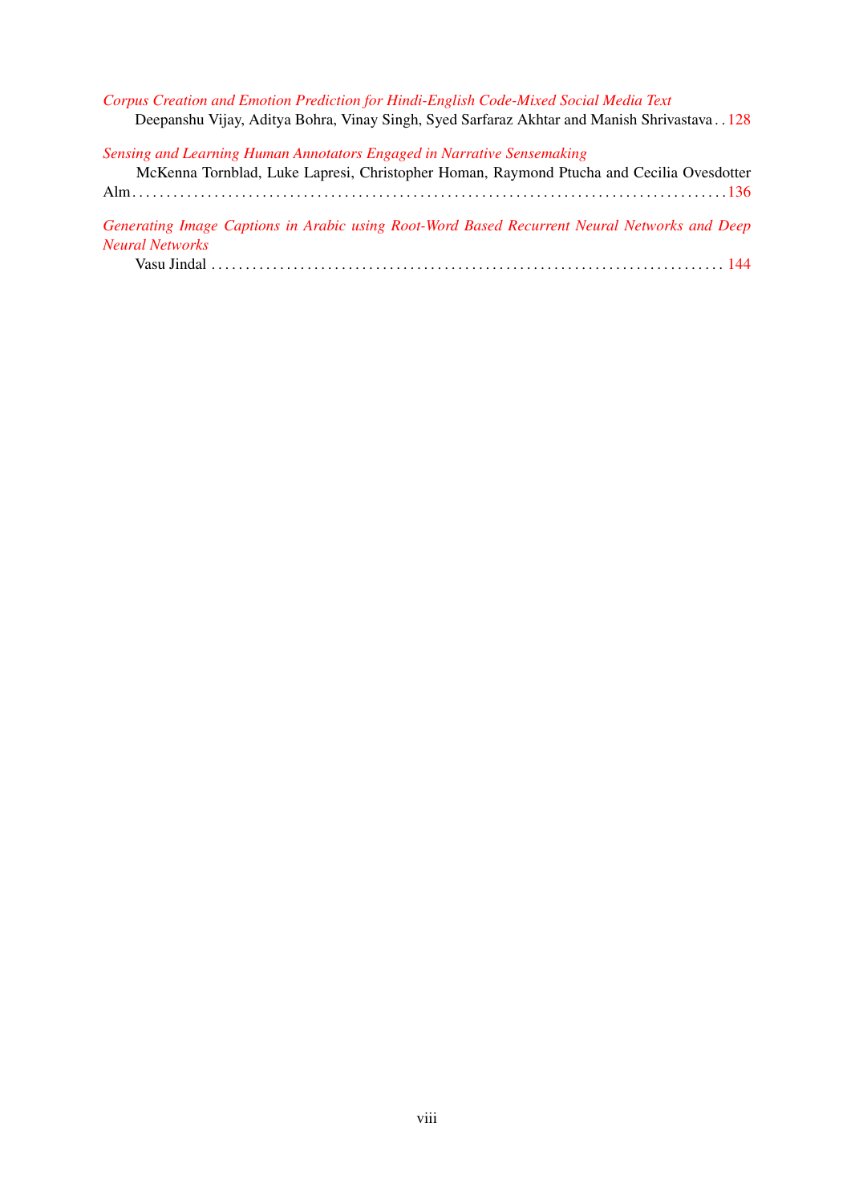*Corpus Creation and Emotion Prediction for Hindi-English Code-Mixed Social Media Text*
Deepanshu Vijay, Aditya Bohra, Vinay Singh, Syed Sarfaraz Akhtar and Manish Shrivastava . . 128

*Sensing and Learning Human Annotators Engaged in Narrative Sensemaking*
McKenna Tornblad, Luke Lapresi, Christopher Homan, Raymond Ptucha and Cecilia Ovesdotter Alm . . . . . . . . . . . . . . . . . . . . . . . . . . . . . . . . . . . . . . . . . . . . . . . . . . . . . . . . . . . . . . . . . . . . . . . . . . . . . . . . . . 136

*Generating Image Captions in Arabic using Root-Word Based Recurrent Neural Networks and Deep Neural Networks*
Vasu Jindal . . . . . . . . . . . . . . . . . . . . . . . . . . . . . . . . . . . . . . . . . . . . . . . . . . . . . . . . . . . . . . . . . . . . . . . . . . . . 144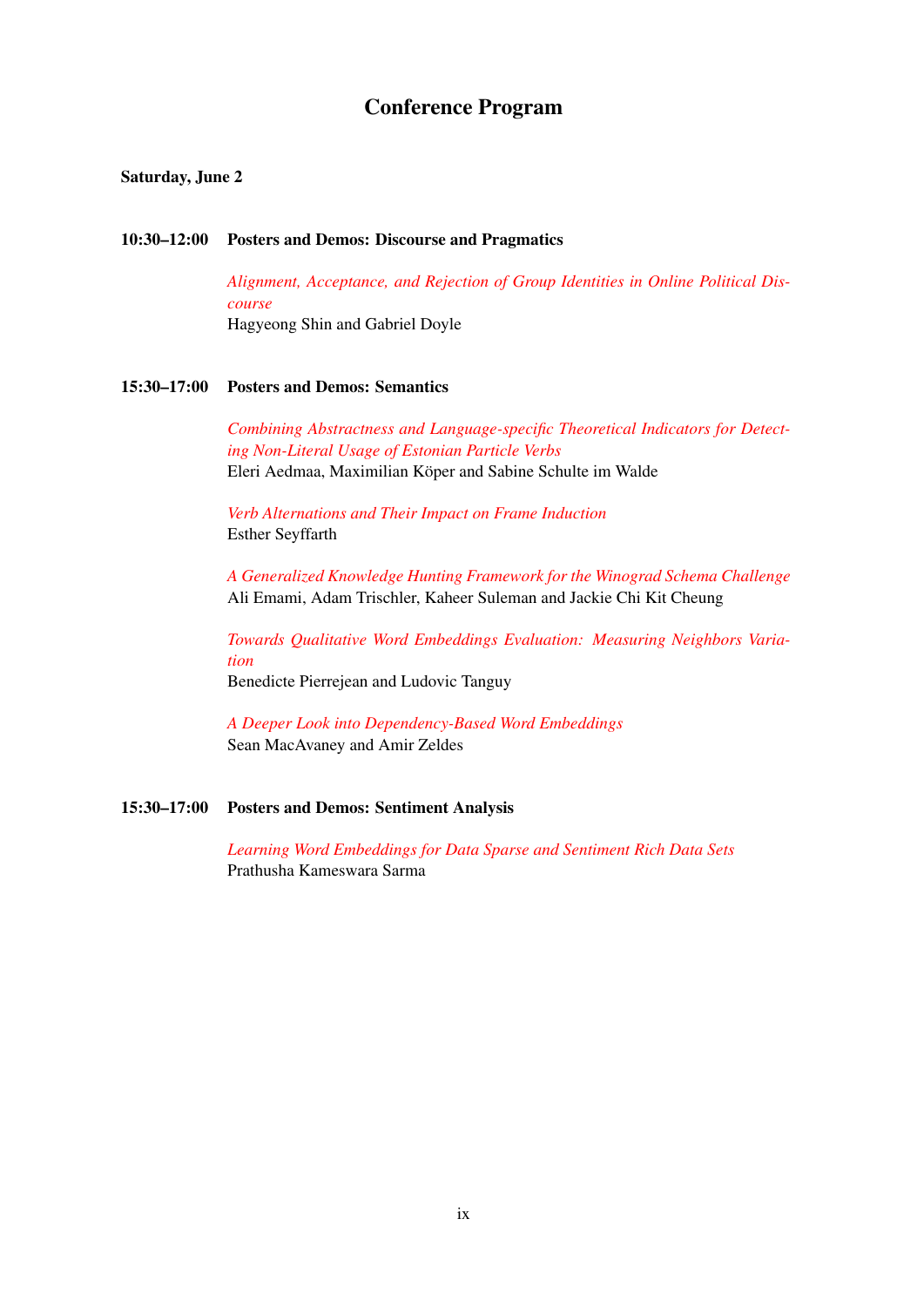# Conference Program

**Saturday, June 2**

**10:30–12:00 Posters and Demos: Discourse and Pragmatics**

*Alignment, Acceptance, and Rejection of Group Identities in Online Political Discourse*
Hagyeong Shin and Gabriel Doyle

**15:30–17:00 Posters and Demos: Semantics**

*Combining Abstractness and Language-specific Theoretical Indicators for Detecting Non-Literal Usage of Estonian Particle Verbs*
Eleri Aedmaa, Maximilian Köper and Sabine Schulte im Walde

*Verb Alternations and Their Impact on Frame Induction*
Esther Seyffarth

*A Generalized Knowledge Hunting Framework for the Winograd Schema Challenge*
Ali Emami, Adam Trischler, Kaheer Suleman and Jackie Chi Kit Cheung

*Towards Qualitative Word Embeddings Evaluation: Measuring Neighbors Variation*
Benedicte Pierrejean and Ludovic Tanguy

*A Deeper Look into Dependency-Based Word Embeddings*
Sean MacAvaney and Amir Zeldes

**15:30–17:00 Posters and Demos: Sentiment Analysis**

*Learning Word Embeddings for Data Sparse and Sentiment Rich Data Sets*
Prathusha Kameswara Sarma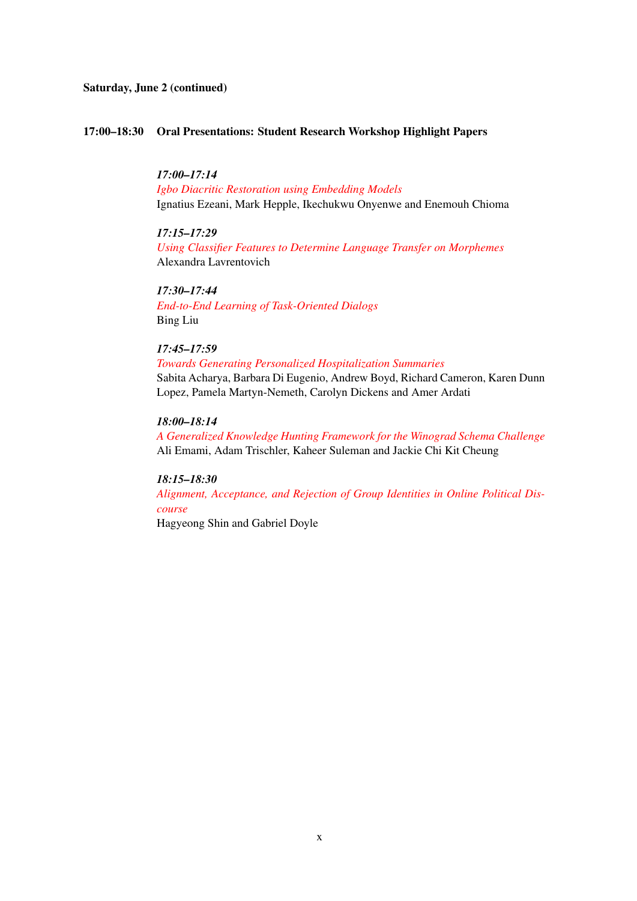**Saturday, June 2 (continued)**

**17:00–18:30 Oral Presentations: Student Research Workshop Highlight Papers**

*17:00–17:14*
*Igbo Diacritic Restoration using Embedding Models*
Ignatius Ezeani, Mark Hepple, Ikechukwu Onyenwe and Enemouh Chioma

*17:15–17:29*
*Using Classifier Features to Determine Language Transfer on Morphemes*
Alexandra Lavrentovich

*17:30–17:44*
*End-to-End Learning of Task-Oriented Dialogs*
Bing Liu

*17:45–17:59*
*Towards Generating Personalized Hospitalization Summaries*
Sabita Acharya, Barbara Di Eugenio, Andrew Boyd, Richard Cameron, Karen Dunn Lopez, Pamela Martyn-Nemeth, Carolyn Dickens and Amer Ardati

*18:00–18:14*
*A Generalized Knowledge Hunting Framework for the Winograd Schema Challenge*
Ali Emami, Adam Trischler, Kaheer Suleman and Jackie Chi Kit Cheung

*18:15–18:30*
*Alignment, Acceptance, and Rejection of Group Identities in Online Political Discourse*
Hagyeong Shin and Gabriel Doyle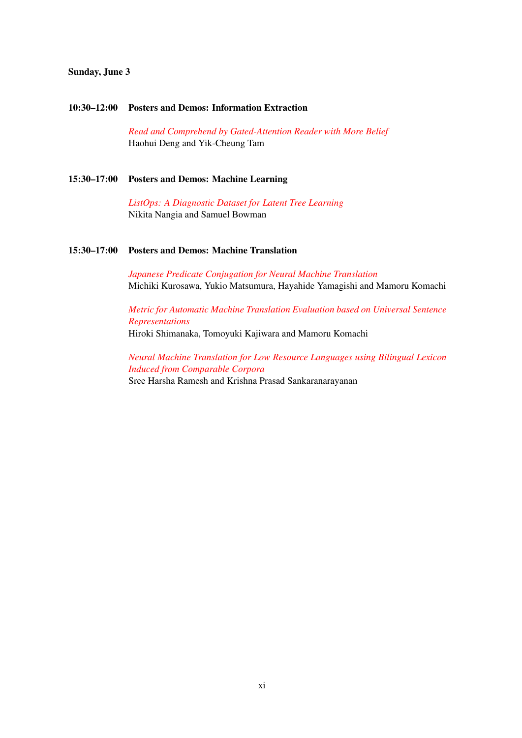**Sunday, June 3**

**10:30–12:00 Posters and Demos: Information Extraction**

*Read and Comprehend by Gated-Attention Reader with More Belief*
Haohui Deng and Yik-Cheung Tam

**15:30–17:00 Posters and Demos: Machine Learning**

*ListOps: A Diagnostic Dataset for Latent Tree Learning*
Nikita Nangia and Samuel Bowman

**15:30–17:00 Posters and Demos: Machine Translation**

*Japanese Predicate Conjugation for Neural Machine Translation*
Michiki Kurosawa, Yukio Matsumura, Hayahide Yamagishi and Mamoru Komachi

*Metric for Automatic Machine Translation Evaluation based on Universal Sentence Representations*
Hiroki Shimanaka, Tomoyuki Kajiwara and Mamoru Komachi

*Neural Machine Translation for Low Resource Languages using Bilingual Lexicon Induced from Comparable Corpora*
Sree Harsha Ramesh and Krishna Prasad Sankaranarayanan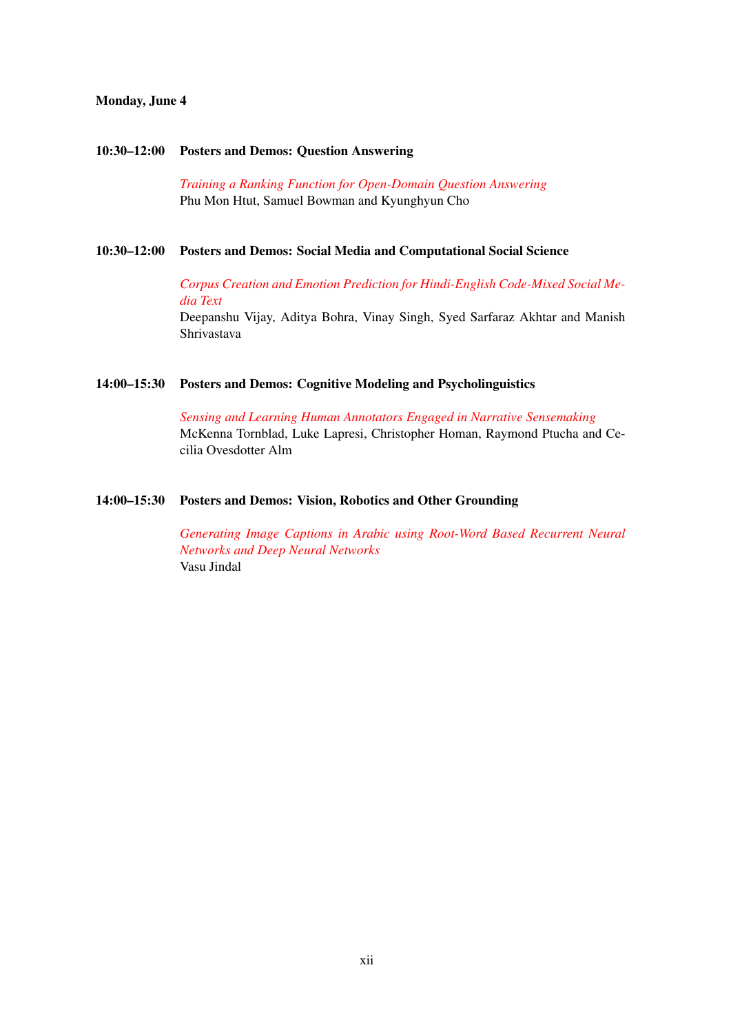**Monday, June 4**

**10:30–12:00 Posters and Demos: Question Answering**

*Training a Ranking Function for Open-Domain Question Answering*
Phu Mon Htut, Samuel Bowman and Kyunghyun Cho

**10:30–12:00 Posters and Demos: Social Media and Computational Social Science**

*Corpus Creation and Emotion Prediction for Hindi-English Code-Mixed Social Media Text*
Deepanshu Vijay, Aditya Bohra, Vinay Singh, Syed Sarfaraz Akhtar and Manish Shrivastava

**14:00–15:30 Posters and Demos: Cognitive Modeling and Psycholinguistics**

*Sensing and Learning Human Annotators Engaged in Narrative Sensemaking*
McKenna Tornblad, Luke Lapresi, Christopher Homan, Raymond Ptucha and Cecilia Ovesdotter Alm

**14:00–15:30 Posters and Demos: Vision, Robotics and Other Grounding**

*Generating Image Captions in Arabic using Root-Word Based Recurrent Neural Networks and Deep Neural Networks*
Vasu Jindal